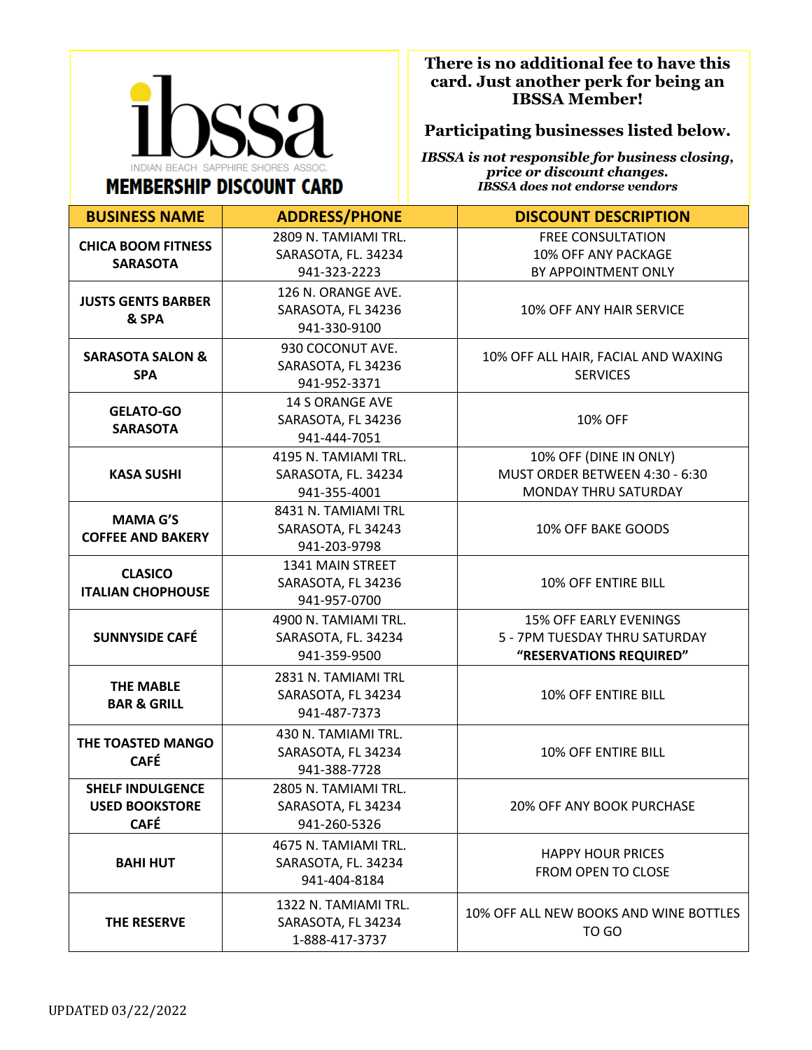# ibssa

INDIAN BEACH SAPPHIRE SHORES ASSOC.

## MEMBERSHIP DISCOUNT CARD

**There is no additional fee to have this card. Just another perk for being an IBSSA Member!**

**Participating businesses listed below.**

***IBSSA is not responsible for business closing, price or discount changes.***
***IBSSA does not endorse vendors***

| BUSINESS NAME | ADDRESS/PHONE | DISCOUNT DESCRIPTION |
|---|---|---|
| **CHICA BOOM FITNESS SARASOTA** | 2809 N. TAMIAMI TRL.<br>SARASOTA, FL. 34234<br>941-323-2223 | FREE CONSULTATION<br>10% OFF ANY PACKAGE<br>BY APPOINTMENT ONLY |
| **JUSTS GENTS BARBER & SPA** | 126 N. ORANGE AVE.<br>SARASOTA, FL 34236<br>941-330-9100 | 10% OFF ANY HAIR SERVICE |
| **SARASOTA SALON & SPA** | 930 COCONUT AVE.<br>SARASOTA, FL 34236<br>941-952-3371 | 10% OFF ALL HAIR, FACIAL AND WAXING SERVICES |
| **GELATO-GO SARASOTA** | 14 S ORANGE AVE<br>SARASOTA, FL 34236<br>941-444-7051 | 10% OFF |
| **KASA SUSHI** | 4195 N. TAMIAMI TRL.<br>SARASOTA, FL. 34234<br>941-355-4001 | 10% OFF (DINE IN ONLY)<br>MUST ORDER BETWEEN 4:30 - 6:30<br>MONDAY THRU SATURDAY |
| **MAMA G'S COFFEE AND BAKERY** | 8431 N. TAMIAMI TRL<br>SARASOTA, FL 34243<br>941-203-9798 | 10% OFF BAKE GOODS |
| **CLASICO ITALIAN CHOPHOUSE** | 1341 MAIN STREET<br>SARASOTA, FL 34236<br>941-957-0700 | 10% OFF ENTIRE BILL |
| **SUNNYSIDE CAFÉ** | 4900 N. TAMIAMI TRL.<br>SARASOTA, FL. 34234<br>941-359-9500 | 15% OFF EARLY EVENINGS<br>5 - 7PM TUESDAY THRU SATURDAY<br>**"RESERVATIONS REQUIRED"** |
| **THE MABLE BAR & GRILL** | 2831 N. TAMIAMI TRL<br>SARASOTA, FL 34234<br>941-487-7373 | 10% OFF ENTIRE BILL |
| **THE TOASTED MANGO CAFÉ** | 430 N. TAMIAMI TRL.<br>SARASOTA, FL 34234<br>941-388-7728 | 10% OFF ENTIRE BILL |
| **SHELF INDULGENCE USED BOOKSTORE CAFÉ** | 2805 N. TAMIAMI TRL.<br>SARASOTA, FL 34234<br>941-260-5326 | 20% OFF ANY BOOK PURCHASE |
| **BAHI HUT** | 4675 N. TAMIAMI TRL.<br>SARASOTA, FL. 34234<br>941-404-8184 | HAPPY HOUR PRICES<br>FROM OPEN TO CLOSE |
| **THE RESERVE** | 1322 N. TAMIAMI TRL.<br>SARASOTA, FL 34234<br>1-888-417-3737 | 10% OFF ALL NEW BOOKS AND WINE BOTTLES TO GO |

UPDATED 03/22/2022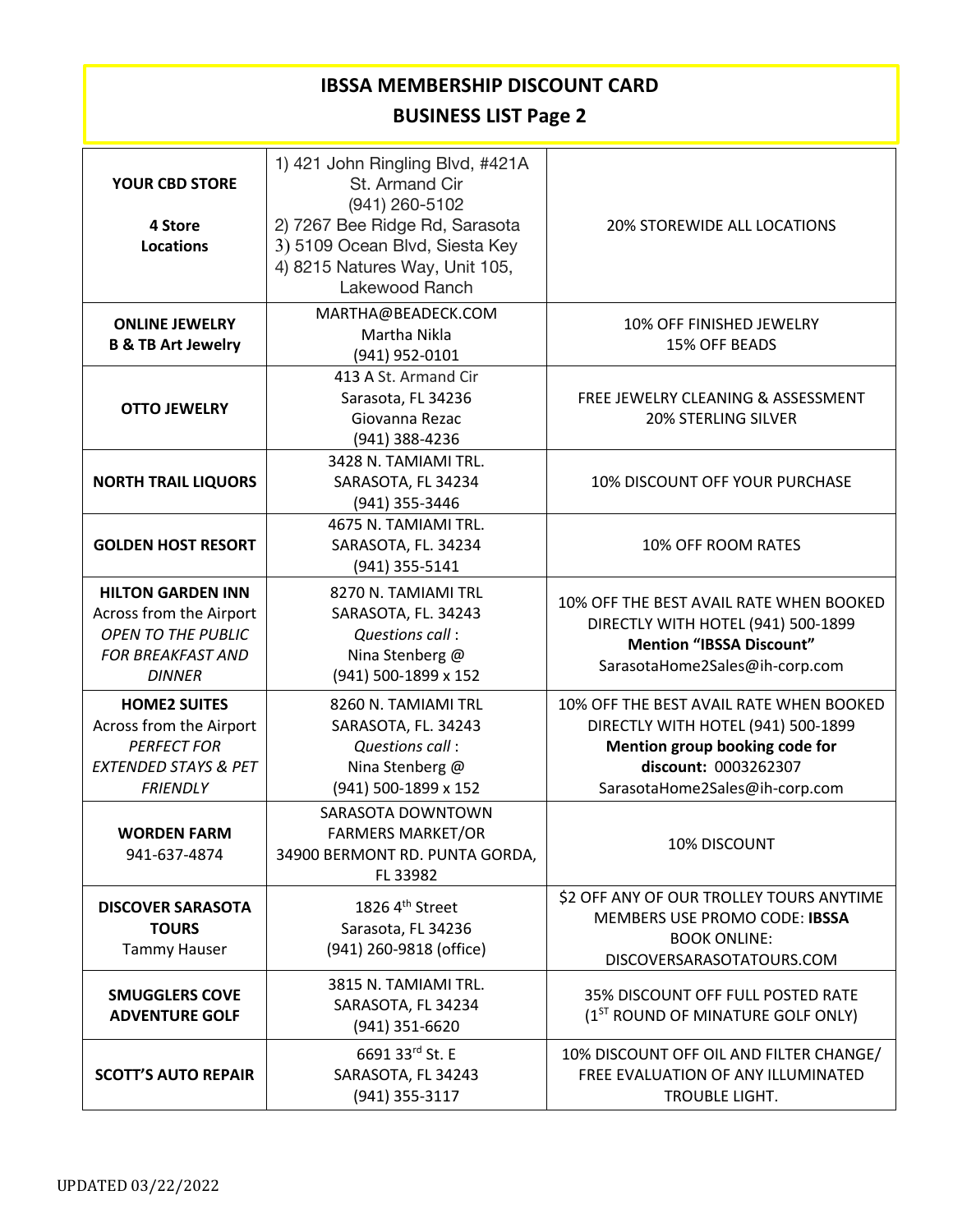## IBSSA MEMBERSHIP DISCOUNT CARD

## BUSINESS LIST Page 2

| | | |
|---|---|---|
| **YOUR CBD STORE**<br><br>**4 Store Locations** | 1) 421 John Ringling Blvd, #421A St. Armand Cir (941) 260-5102<br>2) 7267 Bee Ridge Rd, Sarasota<br>3) 5109 Ocean Blvd, Siesta Key<br>4) 8215 Natures Way, Unit 105, Lakewood Ranch | 20% STOREWIDE ALL LOCATIONS |
| **ONLINE JEWELRY**<br>**B & TB Art Jewelry** | MARTHA@BEADECK.COM<br>Martha Nikla<br>(941) 952-0101 | 10% OFF FINISHED JEWELRY<br>15% OFF BEADS |
| **OTTO JEWELRY** | 413 A St. Armand Cir<br>Sarasota, FL 34236<br>Giovanna Rezac<br>(941) 388-4236 | FREE JEWELRY CLEANING & ASSESSMENT<br>20% STERLING SILVER |
| **NORTH TRAIL LIQUORS** | 3428 N. TAMIAMI TRL.<br>SARASOTA, FL 34234<br>(941) 355-3446 | 10% DISCOUNT OFF YOUR PURCHASE |
| **GOLDEN HOST RESORT** | 4675 N. TAMIAMI TRL.<br>SARASOTA, FL. 34234<br>(941) 355-5141 | 10% OFF ROOM RATES |
| **HILTON GARDEN INN**<br>Across from the Airport<br>*OPEN TO THE PUBLIC FOR BREAKFAST AND DINNER* | 8270 N. TAMIAMI TRL<br>SARASOTA, FL. 34243<br>*Questions call* :<br>Nina Stenberg @<br>(941) 500-1899 x 152 | 10% OFF THE BEST AVAIL RATE WHEN BOOKED DIRECTLY WITH HOTEL (941) 500-1899<br>**Mention "IBSSA Discount"**<br>SarasotaHome2Sales@ih-corp.com |
| **HOME2 SUITES**<br>Across from the Airport<br>*PERFECT FOR EXTENDED STAYS & PET FRIENDLY* | 8260 N. TAMIAMI TRL<br>SARASOTA, FL. 34243<br>*Questions call* :<br>Nina Stenberg @<br>(941) 500-1899 x 152 | 10% OFF THE BEST AVAIL RATE WHEN BOOKED DIRECTLY WITH HOTEL (941) 500-1899<br>**Mention group booking code for discount:** 0003262307<br>SarasotaHome2Sales@ih-corp.com |
| **WORDEN FARM**<br>941-637-4874 | SARASOTA DOWNTOWN FARMERS MARKET/OR<br>34900 BERMONT RD. PUNTA GORDA, FL 33982 | 10% DISCOUNT |
| **DISCOVER SARASOTA TOURS**<br>Tammy Hauser | 1826 4th Street<br>Sarasota, FL 34236<br>(941) 260-9818 (office) | $2 OFF ANY OF OUR TROLLEY TOURS ANYTIME<br>MEMBERS USE PROMO CODE: **IBSSA**<br>BOOK ONLINE:<br>DISCOVERSARASOTATOURS.COM |
| **SMUGGLERS COVE ADVENTURE GOLF** | 3815 N. TAMIAMI TRL.<br>SARASOTA, FL 34234<br>(941) 351-6620 | 35% DISCOUNT OFF FULL POSTED RATE<br>(1ST ROUND OF MINATURE GOLF ONLY) |
| **SCOTT'S AUTO REPAIR** | 6691 33rd St. E<br>SARASOTA, FL 34243<br>(941) 355-3117 | 10% DISCOUNT OFF OIL AND FILTER CHANGE/<br>FREE EVALUATION OF ANY ILLUMINATED TROUBLE LIGHT. |

UPDATED 03/22/2022